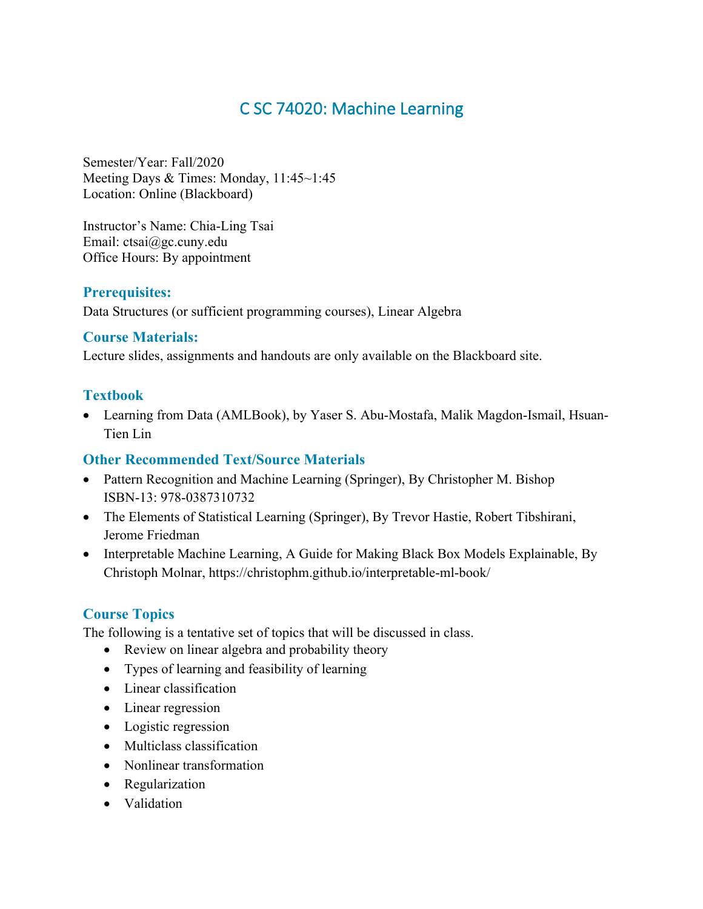# C SC 74020: Machine Learning

Semester/Year: Fall/2020
Meeting Days & Times: Monday, 11:45~1:45
Location: Online (Blackboard)

Instructor's Name: Chia-Ling Tsai
Email: ctsai@gc.cuny.edu
Office Hours: By appointment

## Prerequisites:

Data Structures (or sufficient programming courses), Linear Algebra

## Course Materials:

Lecture slides, assignments and handouts are only available on the Blackboard site.

## Textbook

- Learning from Data (AMLBook), by Yaser S. Abu-Mostafa, Malik Magdon-Ismail, Hsuan-Tien Lin

## Other Recommended Text/Source Materials

- Pattern Recognition and Machine Learning (Springer), By Christopher M. Bishop ISBN-13: 978-0387310732
- The Elements of Statistical Learning (Springer), By Trevor Hastie, Robert Tibshirani, Jerome Friedman
- Interpretable Machine Learning, A Guide for Making Black Box Models Explainable, By Christoph Molnar, https://christophm.github.io/interpretable-ml-book/

## Course Topics

The following is a tentative set of topics that will be discussed in class.

- Review on linear algebra and probability theory
- Types of learning and feasibility of learning
- Linear classification
- Linear regression
- Logistic regression
- Multiclass classification
- Nonlinear transformation
- Regularization
- Validation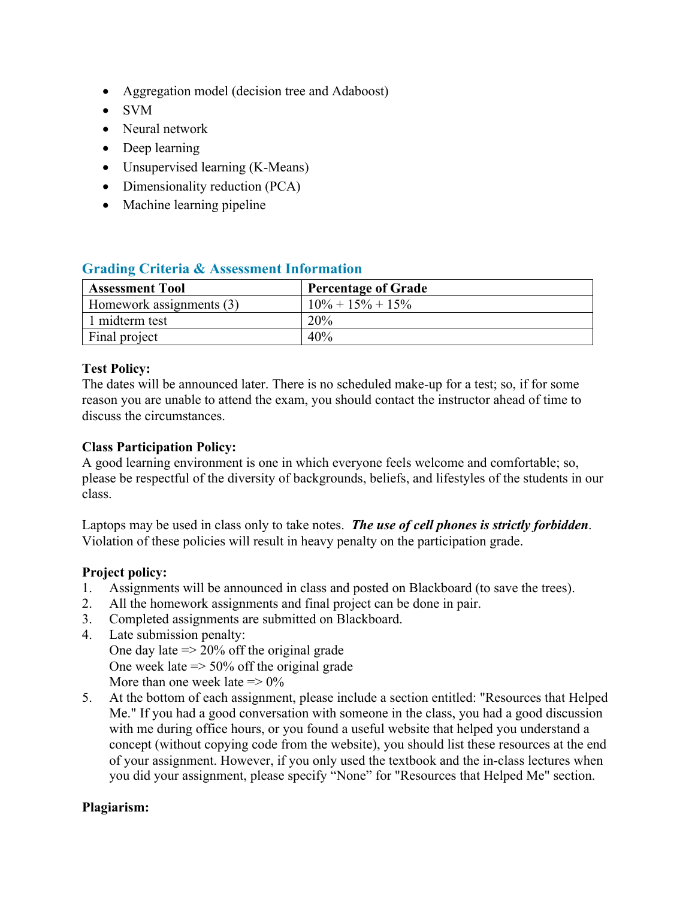- Aggregation model (decision tree and Adaboost)
- SVM
- Neural network
- Deep learning
- Unsupervised learning (K-Means)
- Dimensionality reduction (PCA)
- Machine learning pipeline

## Grading Criteria & Assessment Information

| Assessment Tool | Percentage of Grade |
| --- | --- |
| Homework assignments (3) | 10% + 15% + 15% |
| 1 midterm test | 20% |
| Final project | 40% |

**Test Policy:**
The dates will be announced later. There is no scheduled make-up for a test; so, if for some reason you are unable to attend the exam, you should contact the instructor ahead of time to discuss the circumstances.

**Class Participation Policy:**
A good learning environment is one in which everyone feels welcome and comfortable; so, please be respectful of the diversity of backgrounds, beliefs, and lifestyles of the students in our class.

Laptops may be used in class only to take notes. ***The use of cell phones is strictly forbidden***. Violation of these policies will result in heavy penalty on the participation grade.

**Project policy:**

1. Assignments will be announced in class and posted on Blackboard (to save the trees).
2. All the homework assignments and final project can be done in pair.
3. Completed assignments are submitted on Blackboard.
4. Late submission penalty:
   One day late => 20% off the original grade
   One week late => 50% off the original grade
   More than one week late => 0%
5. At the bottom of each assignment, please include a section entitled: "Resources that Helped Me." If you had a good conversation with someone in the class, you had a good discussion with me during office hours, or you found a useful website that helped you understand a concept (without copying code from the website), you should list these resources at the end of your assignment. However, if you only used the textbook and the in-class lectures when you did your assignment, please specify "None" for "Resources that Helped Me" section.

**Plagiarism:**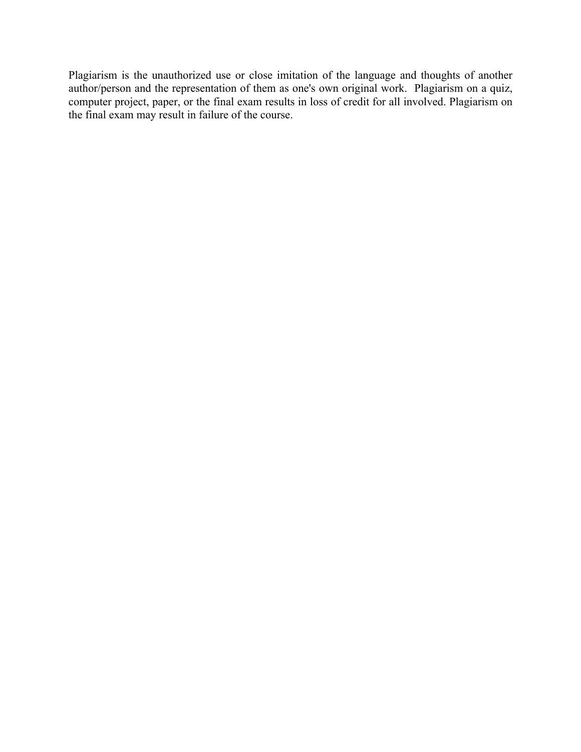Plagiarism is the unauthorized use or close imitation of the language and thoughts of another author/person and the representation of them as one's own original work. Plagiarism on a quiz, computer project, paper, or the final exam results in loss of credit for all involved. Plagiarism on the final exam may result in failure of the course.